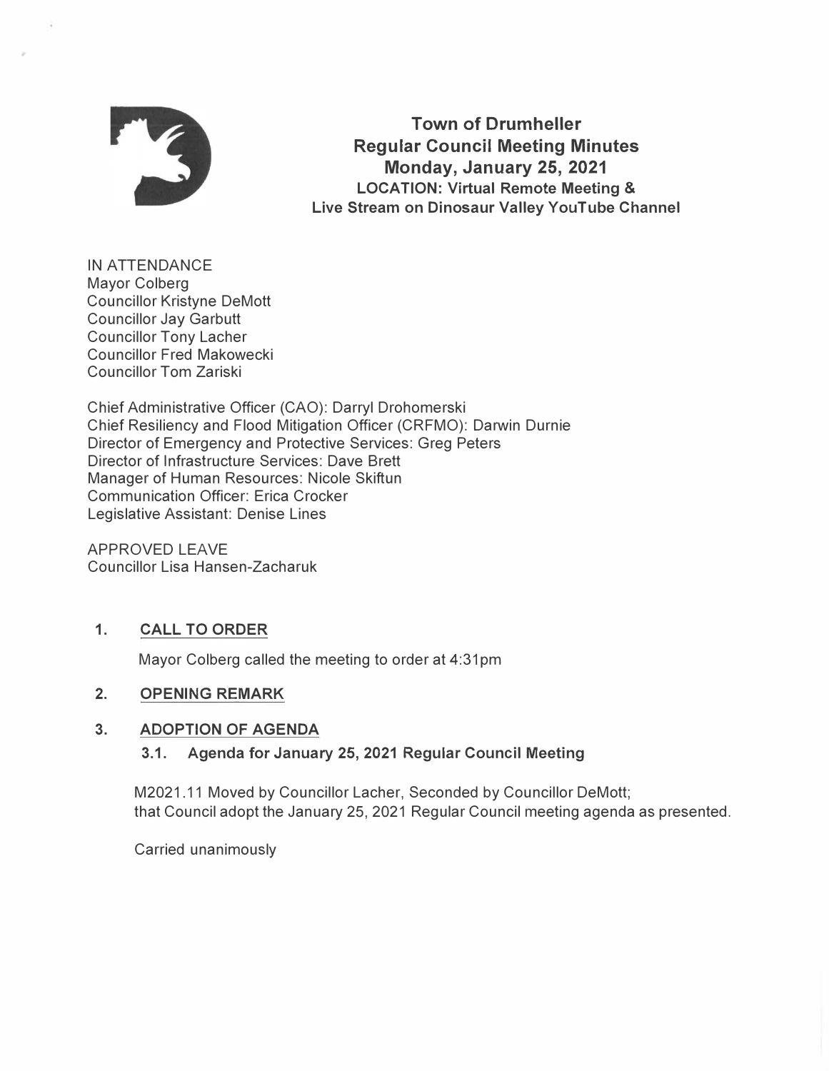# Town of Drumheller
## Regular Council Meeting Minutes
### Monday, January 25, 2021
**LOCATION: Virtual Remote Meeting & Live Stream on Dinosaur Valley YouTube Channel**

IN ATTENDANCE
Mayor Colberg
Councillor Kristyne DeMott
Councillor Jay Garbutt
Councillor Tony Lacher
Councillor Fred Makowecki
Councillor Tom Zariski

Chief Administrative Officer (CAO): Darryl Drohomerski
Chief Resiliency and Flood Mitigation Officer (CRFMO): Darwin Durnie
Director of Emergency and Protective Services: Greg Peters
Director of Infrastructure Services: Dave Brett
Manager of Human Resources: Nicole Skiftun
Communication Officer: Erica Crocker
Legislative Assistant: Denise Lines

APPROVED LEAVE
Councillor Lisa Hansen-Zacharuk

## 1. CALL TO ORDER

Mayor Colberg called the meeting to order at 4:31pm

## 2. OPENING REMARK

## 3. ADOPTION OF AGENDA

### 3.1. Agenda for January 25, 2021 Regular Council Meeting

M2021.11 Moved by Councillor Lacher, Seconded by Councillor DeMott;
that Council adopt the January 25, 2021 Regular Council meeting agenda as presented.

Carried unanimously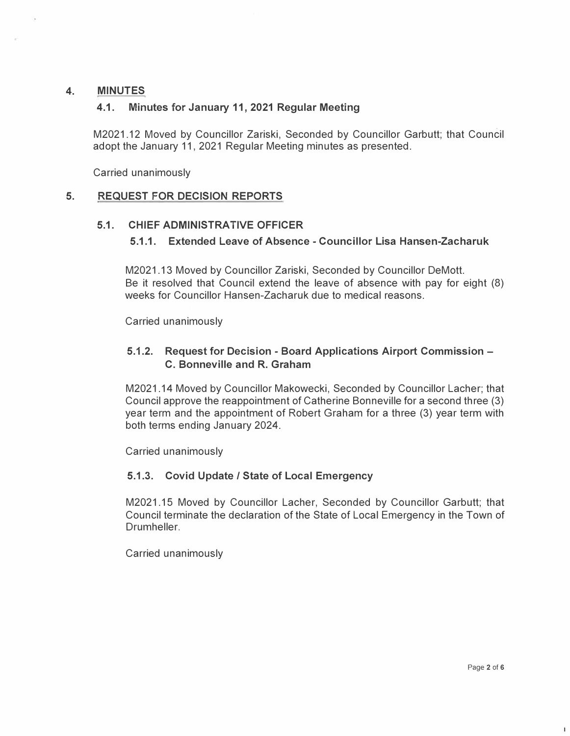## 4. MINUTES

### 4.1. Minutes for January 11, 2021 Regular Meeting

M2021.12 Moved by Councillor Zariski, Seconded by Councillor Garbutt; that Council adopt the January 11, 2021 Regular Meeting minutes as presented.

Carried unanimously

## 5. REQUEST FOR DECISION REPORTS

### 5.1. CHIEF ADMINISTRATIVE OFFICER

#### 5.1.1. Extended Leave of Absence - Councillor Lisa Hansen-Zacharuk

M2021.13 Moved by Councillor Zariski, Seconded by Councillor DeMott.
Be it resolved that Council extend the leave of absence with pay for eight (8) weeks for Councillor Hansen-Zacharuk due to medical reasons.

Carried unanimously

#### 5.1.2. Request for Decision - Board Applications Airport Commission – C. Bonneville and R. Graham

M2021.14 Moved by Councillor Makowecki, Seconded by Councillor Lacher; that Council approve the reappointment of Catherine Bonneville for a second three (3) year term and the appointment of Robert Graham for a three (3) year term with both terms ending January 2024.

Carried unanimously

#### 5.1.3. Covid Update / State of Local Emergency

M2021.15 Moved by Councillor Lacher, Seconded by Councillor Garbutt; that Council terminate the declaration of the State of Local Emergency in the Town of Drumheller.

Carried unanimously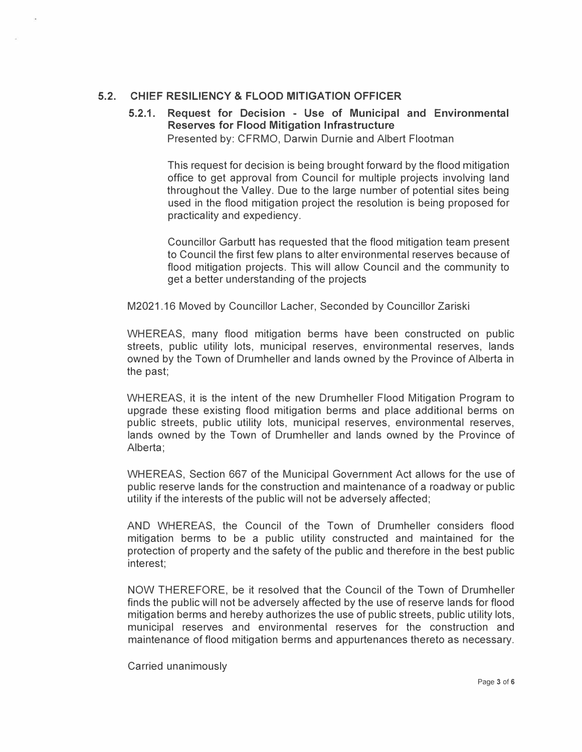## 5.2. CHIEF RESILIENCY & FLOOD MITIGATION OFFICER

### 5.2.1. Request for Decision - Use of Municipal and Environmental Reserves for Flood Mitigation Infrastructure

Presented by: CFRMO, Darwin Durnie and Albert Flootman

This request for decision is being brought forward by the flood mitigation office to get approval from Council for multiple projects involving land throughout the Valley. Due to the large number of potential sites being used in the flood mitigation project the resolution is being proposed for practicality and expediency.

Councillor Garbutt has requested that the flood mitigation team present to Council the first few plans to alter environmental reserves because of flood mitigation projects. This will allow Council and the community to get a better understanding of the projects

M2021.16 Moved by Councillor Lacher, Seconded by Councillor Zariski

WHEREAS, many flood mitigation berms have been constructed on public streets, public utility lots, municipal reserves, environmental reserves, lands owned by the Town of Drumheller and lands owned by the Province of Alberta in the past;

WHEREAS, it is the intent of the new Drumheller Flood Mitigation Program to upgrade these existing flood mitigation berms and place additional berms on public streets, public utility lots, municipal reserves, environmental reserves, lands owned by the Town of Drumheller and lands owned by the Province of Alberta;

WHEREAS, Section 667 of the Municipal Government Act allows for the use of public reserve lands for the construction and maintenance of a roadway or public utility if the interests of the public will not be adversely affected;

AND WHEREAS, the Council of the Town of Drumheller considers flood mitigation berms to be a public utility constructed and maintained for the protection of property and the safety of the public and therefore in the best public interest;

NOW THEREFORE, be it resolved that the Council of the Town of Drumheller finds the public will not be adversely affected by the use of reserve lands for flood mitigation berms and hereby authorizes the use of public streets, public utility lots, municipal reserves and environmental reserves for the construction and maintenance of flood mitigation berms and appurtenances thereto as necessary.

Carried unanimously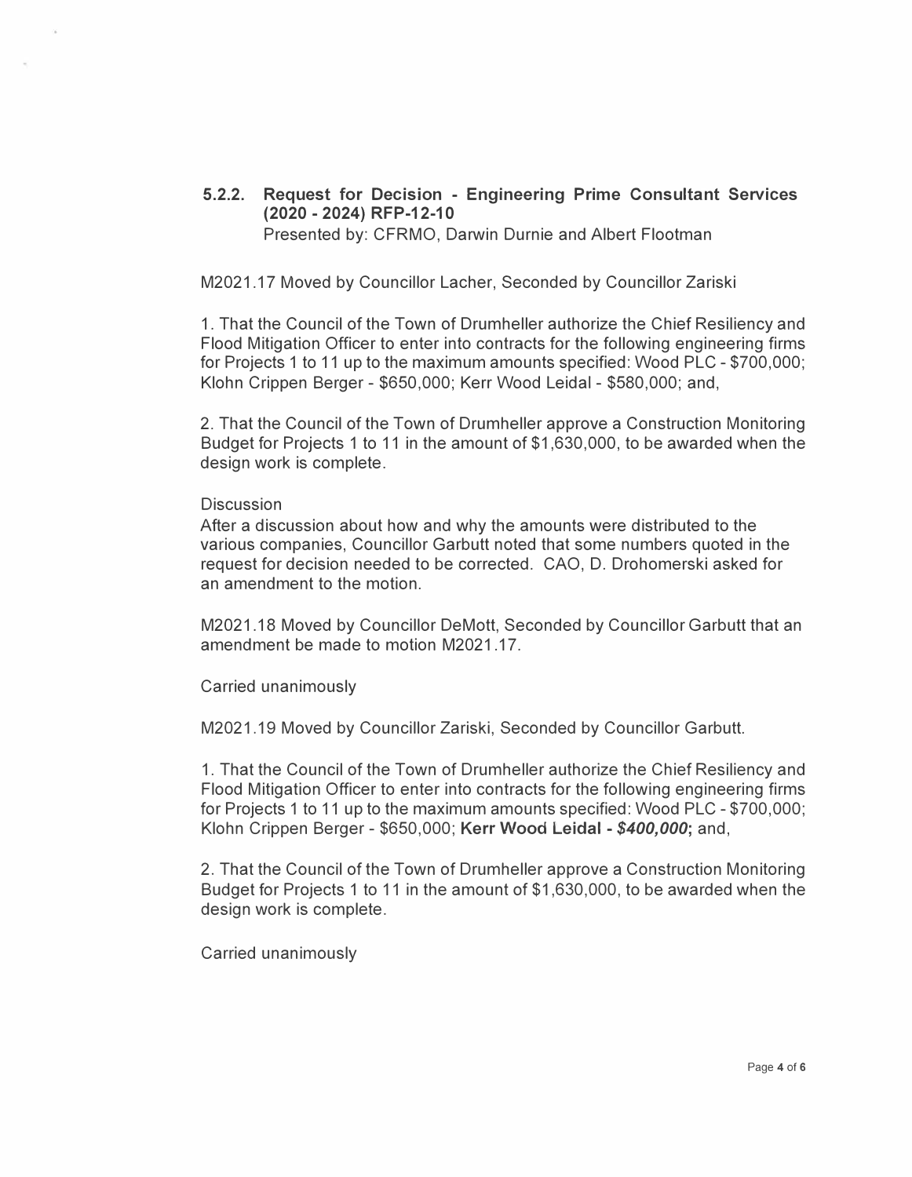### 5.2.2. Request for Decision - Engineering Prime Consultant Services (2020 - 2024) RFP-12-10

Presented by: CFRMO, Darwin Durnie and Albert Flootman

M2021.17 Moved by Councillor Lacher, Seconded by Councillor Zariski

1. That the Council of the Town of Drumheller authorize the Chief Resiliency and Flood Mitigation Officer to enter into contracts for the following engineering firms for Projects 1 to 11 up to the maximum amounts specified: Wood PLC - $700,000; Klohn Crippen Berger - $650,000; Kerr Wood Leidal - $580,000; and,

2. That the Council of the Town of Drumheller approve a Construction Monitoring Budget for Projects 1 to 11 in the amount of $1,630,000, to be awarded when the design work is complete.

Discussion
After a discussion about how and why the amounts were distributed to the various companies, Councillor Garbutt noted that some numbers quoted in the request for decision needed to be corrected. CAO, D. Drohomerski asked for an amendment to the motion.

M2021.18 Moved by Councillor DeMott, Seconded by Councillor Garbutt that an amendment be made to motion M2021.17.

Carried unanimously

M2021.19 Moved by Councillor Zariski, Seconded by Councillor Garbutt.

1. That the Council of the Town of Drumheller authorize the Chief Resiliency and Flood Mitigation Officer to enter into contracts for the following engineering firms for Projects 1 to 11 up to the maximum amounts specified: Wood PLC - $700,000; Klohn Crippen Berger - $650,000; **Kerr Wood Leidal - *$400,000*;** and,

2. That the Council of the Town of Drumheller approve a Construction Monitoring Budget for Projects 1 to 11 in the amount of $1,630,000, to be awarded when the design work is complete.

Carried unanimously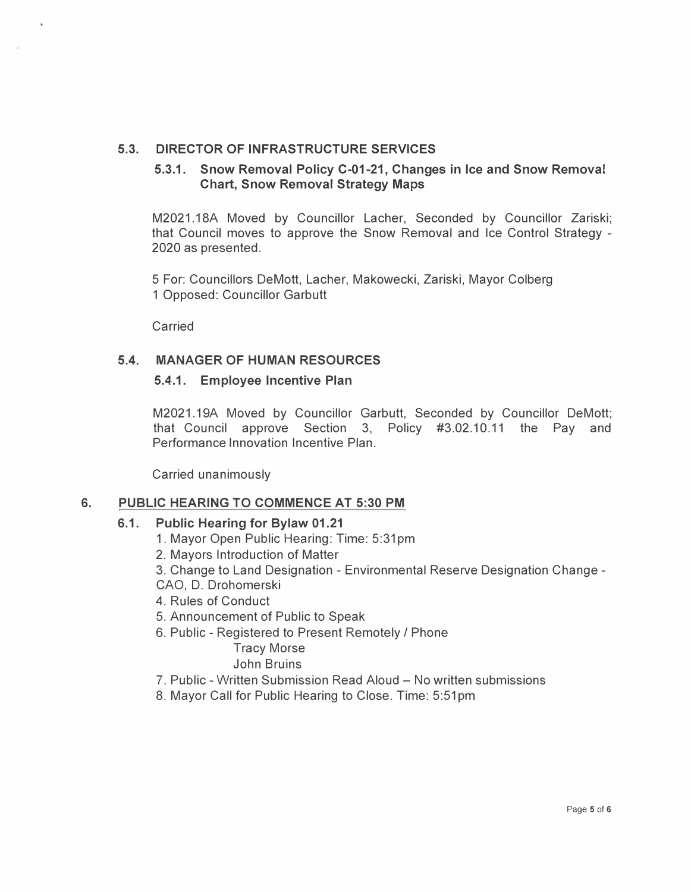### 5.3. DIRECTOR OF INFRASTRUCTURE SERVICES

#### 5.3.1. Snow Removal Policy C-01-21, Changes in Ice and Snow Removal Chart, Snow Removal Strategy Maps

M2021.18A Moved by Councillor Lacher, Seconded by Councillor Zariski; that Council moves to approve the Snow Removal and Ice Control Strategy - 2020 as presented.

5 For: Councillors DeMott, Lacher, Makowecki, Zariski, Mayor Colberg
1 Opposed: Councillor Garbutt

Carried

### 5.4. MANAGER OF HUMAN RESOURCES

#### 5.4.1. Employee Incentive Plan

M2021.19A Moved by Councillor Garbutt, Seconded by Councillor DeMott; that Council approve Section 3, Policy #3.02.10.11 the Pay and Performance Innovation Incentive Plan.

Carried unanimously

## 6. PUBLIC HEARING TO COMMENCE AT 5:30 PM

### 6.1. Public Hearing for Bylaw 01.21

1. Mayor Open Public Hearing: Time: 5:31pm
2. Mayors Introduction of Matter
3. Change to Land Designation - Environmental Reserve Designation Change - CAO, D. Drohomerski
4. Rules of Conduct
5. Announcement of Public to Speak
6. Public - Registered to Present Remotely / Phone
   - Tracy Morse
   - John Bruins
7. Public - Written Submission Read Aloud – No written submissions
8. Mayor Call for Public Hearing to Close. Time: 5:51pm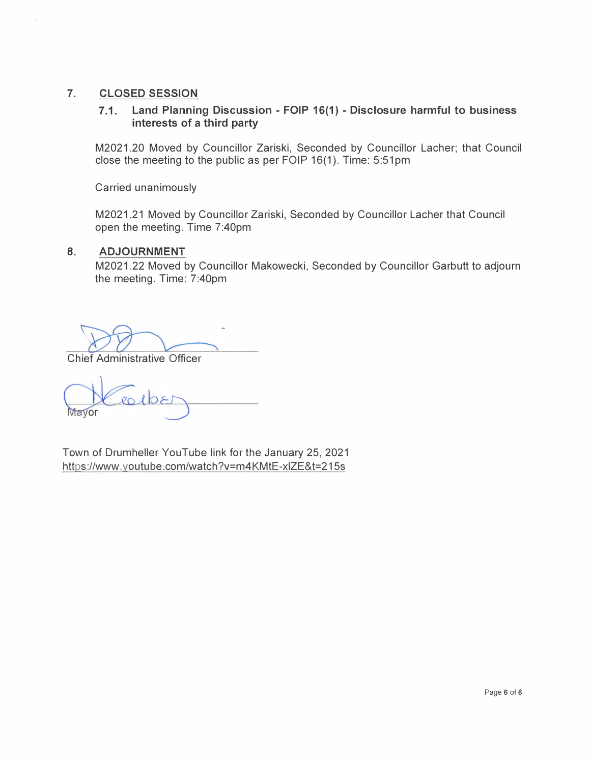## 7. CLOSED SESSION

### 7.1. Land Planning Discussion - FOIP 16(1) - Disclosure harmful to business interests of a third party

M2021.20 Moved by Councillor Zariski, Seconded by Councillor Lacher; that Council close the meeting to the public as per FOIP 16(1). Time: 5:51pm

Carried unanimously

M2021.21 Moved by Councillor Zariski, Seconded by Councillor Lacher that Council open the meeting. Time 7:40pm

## 8. ADJOURNMENT

M2021.22 Moved by Councillor Makowecki, Seconded by Councillor Garbutt to adjourn the meeting. Time: 7:40pm

Chief Administrative Officer

Mayor

Town of Drumheller YouTube link for the January 25, 2021
https://www.youtube.com/watch?v=m4KMtE-xlZE&t=215s